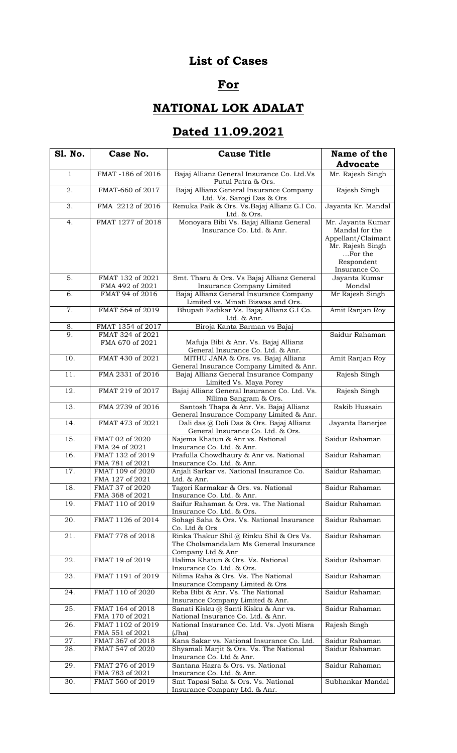# List of Cases

# For

# NATIONAL LOK ADALAT

# Dated 11.09.2021

| Sl. No. | Case No. | Cause Title | Name of the Advocate |
|---|---|---|---|
| 1 | FMAT -186 of 2016 | Bajaj Allianz General Insurance Co. Ltd.Vs Putul Patra & Ors. | Mr. Rajesh Singh |
| 2. | FMAT-660 of 2017 | Bajaj Allianz General Insurance Company Ltd. Vs. Sarogi Das & Ors | Rajesh Singh |
| 3. | FMA 2212 of 2016 | Renuka Paik & Ors. Vs.Bajaj Allianz G.I Co. Ltd. & Ors. | Jayanta Kr. Mandal |
| 4. | FMAT 1277 of 2018 | Monoyara Bibi Vs. Bajaj Allianz General Insurance Co. Ltd. & Anr. | Mr. Jayanta Kumar Mandal for the Appellant/Claimant Mr. Rajesh Singh …For the Respondent Insurance Co. |
| 5. | FMAT 132 of 2021 FMA 492 of 2021 | Smt. Tharu & Ors. Vs Bajaj Allianz General Insurance Company Limited | Jayanta Kumar Mondal |
| 6. | FMAT 94 of 2016 | Bajaj Allianz General Insurance Company Limited vs. Minati Biswas and Ors. | Mr Rajesh Singh |
| 7. | FMAT 564 of 2019 | Bhupati Fadikar Vs. Bajaj Allianz G.I Co. Ltd. & Anr. | Amit Ranjan Roy |
| 8. | FMAT 1354 of 2017 | Biroja Kanta Barman vs Bajaj | |
| 9. | FMAT 324 of 2021 FMA 670 of 2021 | Mafuja Bibi & Anr. Vs. Bajaj Allianz General Insurance Co. Ltd. & Anr. | Saidur Rahaman |
| 10. | FMAT 430 of 2021 | MITHU JANA & Ors. vs. Bajaj Allianz General Insurance Company Limited & Anr. | Amit Ranjan Roy |
| 11. | FMA 2331 of 2016 | Bajaj Allianz General Insurance Company Limited Vs. Maya Porey | Rajesh Singh |
| 12. | FMAT 219 of 2017 | Bajaj Allianz General Insurance Co. Ltd. Vs. Nilima Sangram & Ors. | Rajesh Singh |
| 13. | FMA 2739 of 2016 | Santosh Thapa & Anr. Vs. Bajaj Allianz General Insurance Company Limited & Anr. | Rakib Hussain |
| 14. | FMAT 473 of 2021 | Dali das @ Doli Das & Ors. Bajaj Allianz General Insurance Co. Ltd. & Ors. | Jayanta Banerjee |
| 15. | FMAT 02 of 2020 FMA 24 of 2021 | Najema Khatun & Anr vs. National Insurance Co. Ltd. & Anr. | Saidur Rahaman |
| 16. | FMAT 132 of 2019 FMA 781 of 2021 | Prafulla Chowdhaury & Anr vs. National Insurance Co. Ltd. & Anr. | Saidur Rahaman |
| 17. | FMAT 109 of 2020 FMA 127 of 2021 | Anjali Sarkar vs. National Insurance Co. Ltd. & Anr. | Saidur Rahaman |
| 18. | FMAT 37 of 2020 FMA 368 of 2021 | Tagori Karmakar & Ors. vs. National Insurance Co. Ltd. & Anr. | Saidur Rahaman |
| 19. | FMAT 110 of 2019 | Saifur Rahaman & Ors. vs. The National Insurance Co. Ltd. & Ors. | Saidur Rahaman |
| 20. | FMAT 1126 of 2014 | Sohagi Saha & Ors. Vs. National Insurance Co. Ltd & Ors | Saidur Rahaman |
| 21. | FMAT 778 of 2018 | Rinka Thakur Shil @ Rinku Shil & Ors Vs. The Cholamandalam Ms General Insurance Company Ltd & Anr | Saidur Rahaman |
| 22. | FMAT 19 of 2019 | Halima Khatun & Ors. Vs. National Insurance Co. Ltd. & Ors. | Saidur Rahaman |
| 23. | FMAT 1191 of 2019 | Nilima Raha & Ors. Vs. The National Insurance Company Limited & Ors | Saidur Rahaman |
| 24. | FMAT 110 of 2020 | Reba Bibi & Anr. Vs. The National Insurance Company Limited & Anr. | Saidur Rahaman |
| 25. | FMAT 164 of 2018 FMA 170 of 2021 | Sanati Kisku @ Santi Kisku & Anr vs. National Insurance Co. Ltd. & Anr. | Saidur Rahaman |
| 26. | FMAT 1102 of 2019 FMA 551 of 2021 | National Insurance Co. Ltd. Vs. Jyoti Misra (Jha) | Rajesh Singh |
| 27. | FMAT 367 of 2018 | Kana Sakar vs. National Insurance Co. Ltd. | Saidur Rahaman |
| 28. | FMAT 547 of 2020 | Shyamali Marjit & Ors. Vs. The National Insurance Co. Ltd & Anr. | Saidur Rahaman |
| 29. | FMAT 276 of 2019 FMA 783 of 2021 | Santana Hazra & Ors. vs. National Insurance Co. Ltd. & Anr. | Saidur Rahaman |
| 30. | FMAT 560 of 2019 | Smt Tapasi Saha & Ors. Vs. National Insurance Company Ltd. & Anr. | Subhankar Mandal |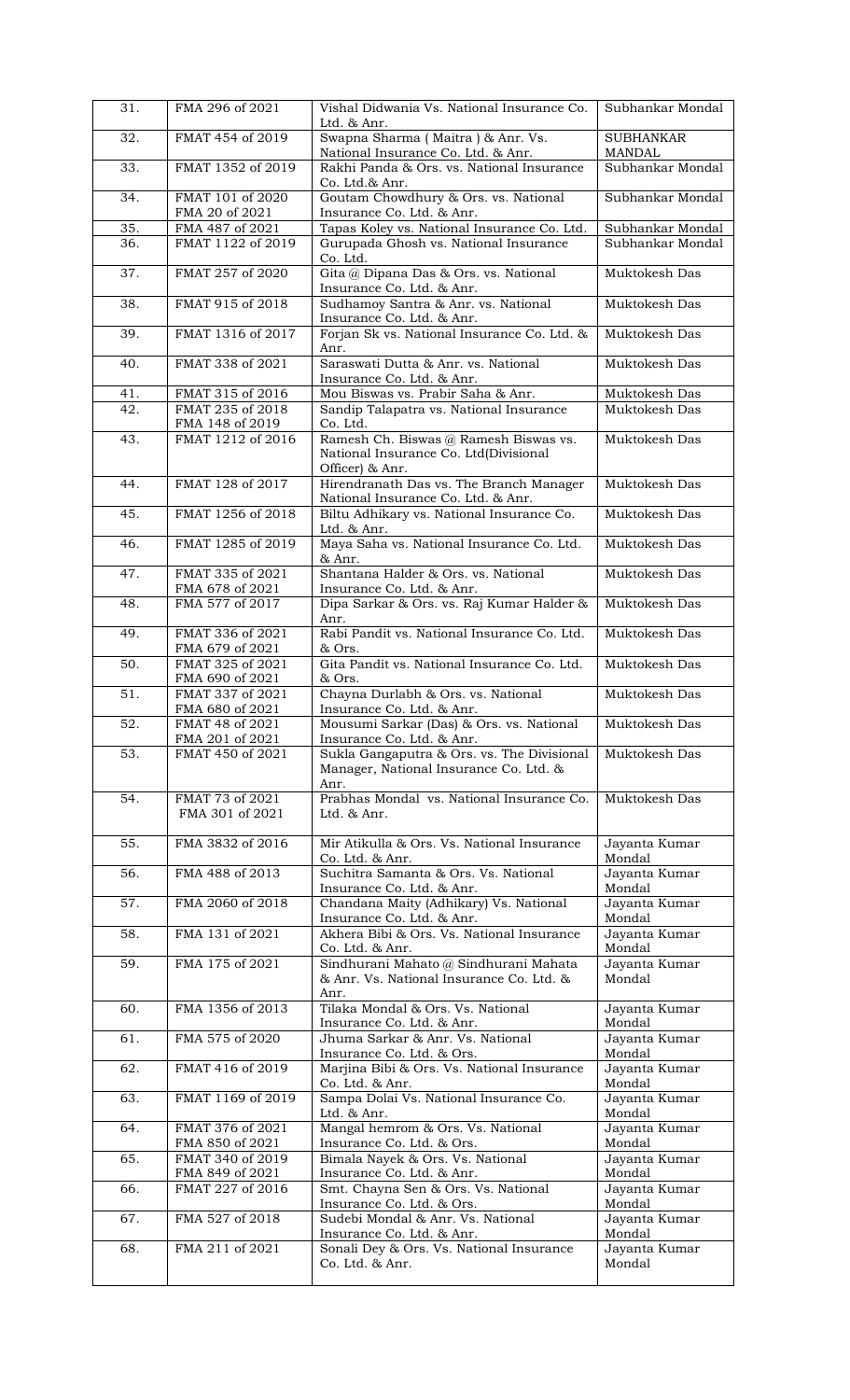| 31. | FMA 296 of 2021 | Vishal Didwania Vs. National Insurance Co. Ltd. & Anr. | Subhankar Mondal |
|---|---|---|---|
| 32. | FMAT 454 of 2019 | Swapna Sharma ( Maitra ) & Anr. Vs. National Insurance Co. Ltd. & Anr. | SUBHANKAR MANDAL |
| 33. | FMAT 1352 of 2019 | Rakhi Panda & Ors. vs. National Insurance Co. Ltd.& Anr. | Subhankar Mondal |
| 34. | FMAT 101 of 2020 FMA 20 of 2021 | Goutam Chowdhury & Ors. vs. National Insurance Co. Ltd. & Anr. | Subhankar Mondal |
| 35. | FMA 487 of 2021 | Tapas Koley vs. National Insurance Co. Ltd. | Subhankar Mondal |
| 36. | FMAT 1122 of 2019 | Gurupada Ghosh vs. National Insurance Co. Ltd. | Subhankar Mondal |
| 37. | FMAT 257 of 2020 | Gita @ Dipana Das & Ors. vs. National Insurance Co. Ltd. & Anr. | Muktokesh Das |
| 38. | FMAT 915 of 2018 | Sudhamoy Santra & Anr. vs. National Insurance Co. Ltd. & Anr. | Muktokesh Das |
| 39. | FMAT 1316 of 2017 | Forjan Sk vs. National Insurance Co. Ltd. & Anr. | Muktokesh Das |
| 40. | FMAT 338 of 2021 | Saraswati Dutta & Anr. vs. National Insurance Co. Ltd. & Anr. | Muktokesh Das |
| 41. | FMAT 315 of 2016 | Mou Biswas vs. Prabir Saha & Anr. | Muktokesh Das |
| 42. | FMAT 235 of 2018 FMA 148 of 2019 | Sandip Talapatra vs. National Insurance Co. Ltd. | Muktokesh Das |
| 43. | FMAT 1212 of 2016 | Ramesh Ch. Biswas @ Ramesh Biswas vs. National Insurance Co. Ltd(Divisional Officer) & Anr. | Muktokesh Das |
| 44. | FMAT 128 of 2017 | Hirendranath Das vs. The Branch Manager National Insurance Co. Ltd. & Anr. | Muktokesh Das |
| 45. | FMAT 1256 of 2018 | Biltu Adhikary vs. National Insurance Co. Ltd. & Anr. | Muktokesh Das |
| 46. | FMAT 1285 of 2019 | Maya Saha vs. National Insurance Co. Ltd. & Anr. | Muktokesh Das |
| 47. | FMAT 335 of 2021 FMA 678 of 2021 | Shantana Halder & Ors. vs. National Insurance Co. Ltd. & Anr. | Muktokesh Das |
| 48. | FMA 577 of 2017 | Dipa Sarkar & Ors. vs. Raj Kumar Halder & Anr. | Muktokesh Das |
| 49. | FMAT 336 of 2021 FMA 679 of 2021 | Rabi Pandit vs. National Insurance Co. Ltd. & Ors. | Muktokesh Das |
| 50. | FMAT 325 of 2021 FMA 690 of 2021 | Gita Pandit vs. National Insurance Co. Ltd. & Ors. | Muktokesh Das |
| 51. | FMAT 337 of 2021 FMA 680 of 2021 | Chayna Durlabh & Ors. vs. National Insurance Co. Ltd. & Anr. | Muktokesh Das |
| 52. | FMAT 48 of 2021 FMA 201 of 2021 | Mousumi Sarkar (Das) & Ors. vs. National Insurance Co. Ltd. & Anr. | Muktokesh Das |
| 53. | FMAT 450 of 2021 | Sukla Gangaputra & Ors. vs. The Divisional Manager, National Insurance Co. Ltd. & Anr. | Muktokesh Das |
| 54. | FMAT 73 of 2021 FMA 301 of 2021 | Prabhas Mondal vs. National Insurance Co. Ltd. & Anr. | Muktokesh Das |
| 55. | FMA 3832 of 2016 | Mir Atikulla & Ors. Vs. National Insurance Co. Ltd. & Anr. | Jayanta Kumar Mondal |
| 56. | FMA 488 of 2013 | Suchitra Samanta & Ors. Vs. National Insurance Co. Ltd. & Anr. | Jayanta Kumar Mondal |
| 57. | FMA 2060 of 2018 | Chandana Maity (Adhikary) Vs. National Insurance Co. Ltd. & Anr. | Jayanta Kumar Mondal |
| 58. | FMA 131 of 2021 | Akhera Bibi & Ors. Vs. National Insurance Co. Ltd. & Anr. | Jayanta Kumar Mondal |
| 59. | FMA 175 of 2021 | Sindhurani Mahato @ Sindhurani Mahata & Anr. Vs. National Insurance Co. Ltd. & Anr. | Jayanta Kumar Mondal |
| 60. | FMA 1356 of 2013 | Tilaka Mondal & Ors. Vs. National Insurance Co. Ltd. & Anr. | Jayanta Kumar Mondal |
| 61. | FMA 575 of 2020 | Jhuma Sarkar & Anr. Vs. National Insurance Co. Ltd. & Ors. | Jayanta Kumar Mondal |
| 62. | FMAT 416 of 2019 | Marjina Bibi & Ors. Vs. National Insurance Co. Ltd. & Anr. | Jayanta Kumar Mondal |
| 63. | FMAT 1169 of 2019 | Sampa Dolai Vs. National Insurance Co. Ltd. & Anr. | Jayanta Kumar Mondal |
| 64. | FMAT 376 of 2021 FMA 850 of 2021 | Mangal hemrom & Ors. Vs. National Insurance Co. Ltd. & Ors. | Jayanta Kumar Mondal |
| 65. | FMAT 340 of 2019 FMA 849 of 2021 | Bimala Nayek & Ors. Vs. National Insurance Co. Ltd. & Anr. | Jayanta Kumar Mondal |
| 66. | FMAT 227 of 2016 | Smt. Chayna Sen & Ors. Vs. National Insurance Co. Ltd. & Ors. | Jayanta Kumar Mondal |
| 67. | FMA 527 of 2018 | Sudebi Mondal & Anr. Vs. National Insurance Co. Ltd. & Anr. | Jayanta Kumar Mondal |
| 68. | FMA 211 of 2021 | Sonali Dey & Ors. Vs. National Insurance Co. Ltd. & Anr. | Jayanta Kumar Mondal |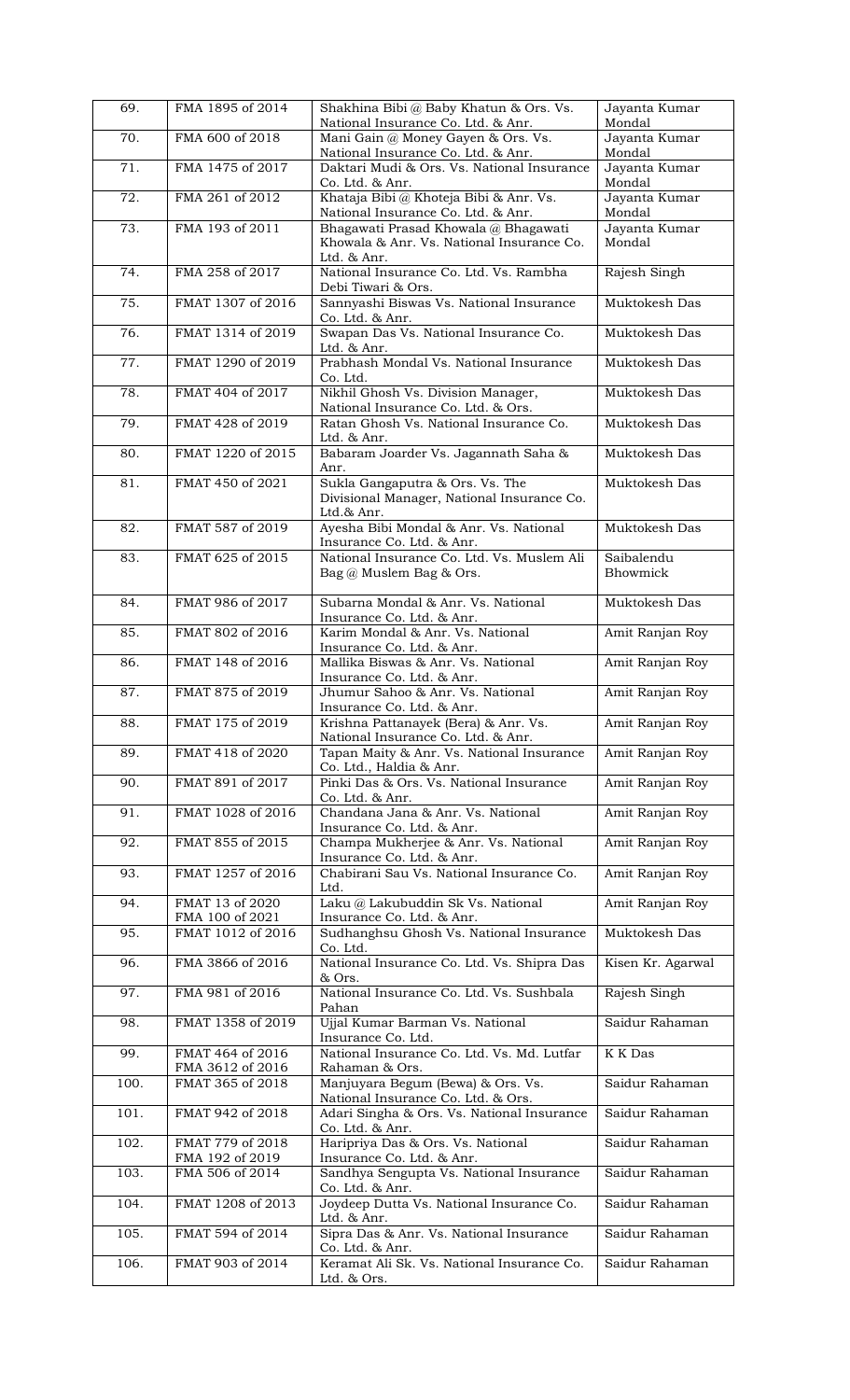| 69. | FMA 1895 of 2014 | Shakhina Bibi @ Baby Khatun & Ors. Vs. National Insurance Co. Ltd. & Anr. | Jayanta Kumar Mondal |
|---|---|---|---|
| 70. | FMA 600 of 2018 | Mani Gain @ Money Gayen & Ors. Vs. National Insurance Co. Ltd. & Anr. | Jayanta Kumar Mondal |
| 71. | FMA 1475 of 2017 | Daktari Mudi & Ors. Vs. National Insurance Co. Ltd. & Anr. | Jayanta Kumar Mondal |
| 72. | FMA 261 of 2012 | Khataja Bibi @ Khoteja Bibi & Anr. Vs. National Insurance Co. Ltd. & Anr. | Jayanta Kumar Mondal |
| 73. | FMA 193 of 2011 | Bhagawati Prasad Khowala @ Bhagawati Khowala & Anr. Vs. National Insurance Co. Ltd. & Anr. | Jayanta Kumar Mondal |
| 74. | FMA 258 of 2017 | National Insurance Co. Ltd. Vs. Rambha Debi Tiwari & Ors. | Rajesh Singh |
| 75. | FMAT 1307 of 2016 | Sannyashi Biswas Vs. National Insurance Co. Ltd. & Anr. | Muktokesh Das |
| 76. | FMAT 1314 of 2019 | Swapan Das Vs. National Insurance Co. Ltd. & Anr. | Muktokesh Das |
| 77. | FMAT 1290 of 2019 | Prabhash Mondal Vs. National Insurance Co. Ltd. | Muktokesh Das |
| 78. | FMAT 404 of 2017 | Nikhil Ghosh Vs. Division Manager, National Insurance Co. Ltd. & Ors. | Muktokesh Das |
| 79. | FMAT 428 of 2019 | Ratan Ghosh Vs. National Insurance Co. Ltd. & Anr. | Muktokesh Das |
| 80. | FMAT 1220 of 2015 | Babaram Joarder Vs. Jagannath Saha & Anr. | Muktokesh Das |
| 81. | FMAT 450 of 2021 | Sukla Gangaputra & Ors. Vs. The Divisional Manager, National Insurance Co. Ltd.& Anr. | Muktokesh Das |
| 82. | FMAT 587 of 2019 | Ayesha Bibi Mondal & Anr. Vs. National Insurance Co. Ltd. & Anr. | Muktokesh Das |
| 83. | FMAT 625 of 2015 | National Insurance Co. Ltd. Vs. Muslem Ali Bag @ Muslem Bag & Ors. | Saibalendu Bhowmick |
| 84. | FMAT 986 of 2017 | Subarna Mondal & Anr. Vs. National Insurance Co. Ltd. & Anr. | Muktokesh Das |
| 85. | FMAT 802 of 2016 | Karim Mondal & Anr. Vs. National Insurance Co. Ltd. & Anr. | Amit Ranjan Roy |
| 86. | FMAT 148 of 2016 | Mallika Biswas & Anr. Vs. National Insurance Co. Ltd. & Anr. | Amit Ranjan Roy |
| 87. | FMAT 875 of 2019 | Jhumur Sahoo & Anr. Vs. National Insurance Co. Ltd. & Anr. | Amit Ranjan Roy |
| 88. | FMAT 175 of 2019 | Krishna Pattanayek (Bera) & Anr. Vs. National Insurance Co. Ltd. & Anr. | Amit Ranjan Roy |
| 89. | FMAT 418 of 2020 | Tapan Maity & Anr. Vs. National Insurance Co. Ltd., Haldia & Anr. | Amit Ranjan Roy |
| 90. | FMAT 891 of 2017 | Pinki Das & Ors. Vs. National Insurance Co. Ltd. & Anr. | Amit Ranjan Roy |
| 91. | FMAT 1028 of 2016 | Chandana Jana & Anr. Vs. National Insurance Co. Ltd. & Anr. | Amit Ranjan Roy |
| 92. | FMAT 855 of 2015 | Champa Mukherjee & Anr. Vs. National Insurance Co. Ltd. & Anr. | Amit Ranjan Roy |
| 93. | FMAT 1257 of 2016 | Chabirani Sau Vs. National Insurance Co. Ltd. | Amit Ranjan Roy |
| 94. | FMAT 13 of 2020<br>FMA 100 of 2021 | Laku @ Lakubuddin Sk Vs. National Insurance Co. Ltd. & Anr. | Amit Ranjan Roy |
| 95. | FMAT 1012 of 2016 | Sudhanghsu Ghosh Vs. National Insurance Co. Ltd. | Muktokesh Das |
| 96. | FMA 3866 of 2016 | National Insurance Co. Ltd. Vs. Shipra Das & Ors. | Kisen Kr. Agarwal |
| 97. | FMA 981 of 2016 | National Insurance Co. Ltd. Vs. Sushbala Pahan | Rajesh Singh |
| 98. | FMAT 1358 of 2019 | Ujjal Kumar Barman Vs. National Insurance Co. Ltd. | Saidur Rahaman |
| 99. | FMAT 464 of 2016<br>FMA 3612 of 2016 | National Insurance Co. Ltd. Vs. Md. Lutfar Rahaman & Ors. | K K Das |
| 100. | FMAT 365 of 2018 | Manjuyara Begum (Bewa) & Ors. Vs. National Insurance Co. Ltd. & Ors. | Saidur Rahaman |
| 101. | FMAT 942 of 2018 | Adari Singha & Ors. Vs. National Insurance Co. Ltd. & Anr. | Saidur Rahaman |
| 102. | FMAT 779 of 2018<br>FMA 192 of 2019 | Haripriya Das & Ors. Vs. National Insurance Co. Ltd. & Anr. | Saidur Rahaman |
| 103. | FMA 506 of 2014 | Sandhya Sengupta Vs. National Insurance Co. Ltd. & Anr. | Saidur Rahaman |
| 104. | FMAT 1208 of 2013 | Joydeep Dutta Vs. National Insurance Co. Ltd. & Anr. | Saidur Rahaman |
| 105. | FMAT 594 of 2014 | Sipra Das & Anr. Vs. National Insurance Co. Ltd. & Anr. | Saidur Rahaman |
| 106. | FMAT 903 of 2014 | Keramat Ali Sk. Vs. National Insurance Co. Ltd. & Ors. | Saidur Rahaman |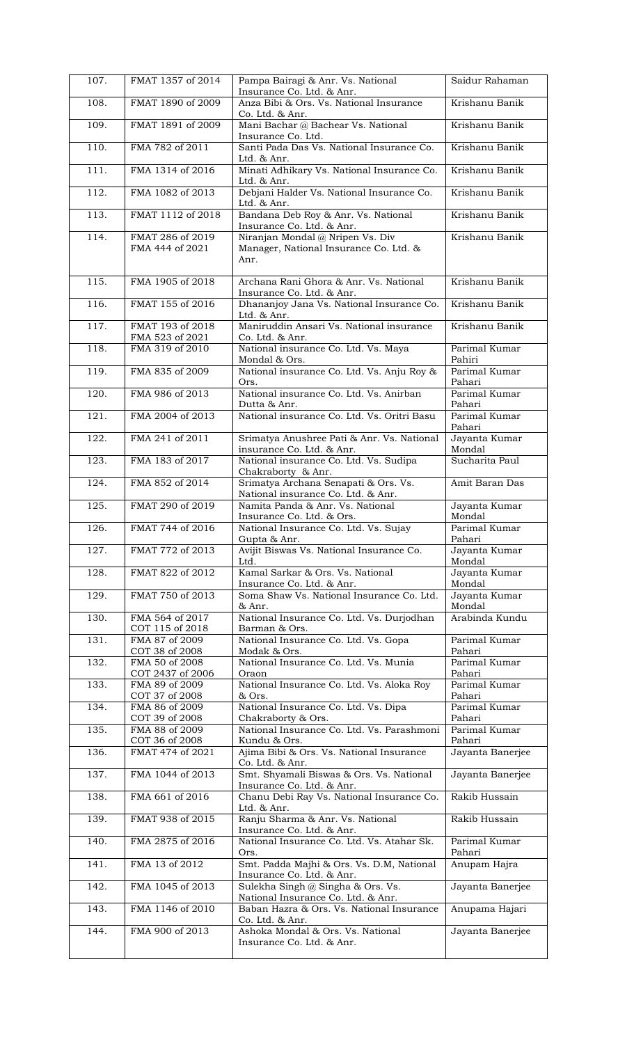| 107. | FMAT 1357 of 2014 | Pampa Bairagi & Anr. Vs. National Insurance Co. Ltd. & Anr. | Saidur Rahaman |
|---|---|---|---|
| 108. | FMAT 1890 of 2009 | Anza Bibi & Ors. Vs. National Insurance Co. Ltd. & Anr. | Krishanu Banik |
| 109. | FMAT 1891 of 2009 | Mani Bachar @ Bachear Vs. National Insurance Co. Ltd. | Krishanu Banik |
| 110. | FMA 782 of 2011 | Santi Pada Das Vs. National Insurance Co. Ltd. & Anr. | Krishanu Banik |
| 111. | FMA 1314 of 2016 | Minati Adhikary Vs. National Insurance Co. Ltd. & Anr. | Krishanu Banik |
| 112. | FMA 1082 of 2013 | Debjani Halder Vs. National Insurance Co. Ltd. & Anr. | Krishanu Banik |
| 113. | FMAT 1112 of 2018 | Bandana Deb Roy & Anr. Vs. National Insurance Co. Ltd. & Anr. | Krishanu Banik |
| 114. | FMAT 286 of 2019<br>FMA 444 of 2021 | Niranjan Mondal @ Nripen Vs. Div Manager, National Insurance Co. Ltd. & Anr. | Krishanu Banik |
| 115. | FMA 1905 of 2018 | Archana Rani Ghora & Anr. Vs. National Insurance Co. Ltd. & Anr. | Krishanu Banik |
| 116. | FMAT 155 of 2016 | Dhananjoy Jana Vs. National Insurance Co. Ltd. & Anr. | Krishanu Banik |
| 117. | FMAT 193 of 2018<br>FMA 523 of 2021 | Maniruddin Ansari Vs. National insurance Co. Ltd. & Anr. | Krishanu Banik |
| 118. | FMA 319 of 2010 | National insurance Co. Ltd. Vs. Maya Mondal & Ors. | Parimal Kumar Pahiri |
| 119. | FMA 835 of 2009 | National insurance Co. Ltd. Vs. Anju Roy & Ors. | Parimal Kumar Pahari |
| 120. | FMA 986 of 2013 | National insurance Co. Ltd. Vs. Anirban Dutta & Anr. | Parimal Kumar Pahari |
| 121. | FMA 2004 of 2013 | National insurance Co. Ltd. Vs. Oritri Basu | Parimal Kumar Pahari |
| 122. | FMA 241 of 2011 | Srimatya Anushree Pati & Anr. Vs. National insurance Co. Ltd. & Anr. | Jayanta Kumar Mondal |
| 123. | FMA 183 of 2017 | National insurance Co. Ltd. Vs. Sudipa Chakraborty & Anr. | Sucharita Paul |
| 124. | FMA 852 of 2014 | Srimatya Archana Senapati & Ors. Vs. National insurance Co. Ltd. & Anr. | Amit Baran Das |
| 125. | FMAT 290 of 2019 | Namita Panda & Anr. Vs. National Insurance Co. Ltd. & Ors. | Jayanta Kumar Mondal |
| 126. | FMAT 744 of 2016 | National Insurance Co. Ltd. Vs. Sujay Gupta & Anr. | Parimal Kumar Pahari |
| 127. | FMAT 772 of 2013 | Avijit Biswas Vs. National Insurance Co. Ltd. | Jayanta Kumar Mondal |
| 128. | FMAT 822 of 2012 | Kamal Sarkar & Ors. Vs. National Insurance Co. Ltd. & Anr. | Jayanta Kumar Mondal |
| 129. | FMAT 750 of 2013 | Soma Shaw Vs. National Insurance Co. Ltd. & Anr. | Jayanta Kumar Mondal |
| 130. | FMA 564 of 2017<br>COT 115 of 2018 | National Insurance Co. Ltd. Vs. Durjodhan Barman & Ors. | Arabinda Kundu |
| 131. | FMA 87 of 2009<br>COT 38 of 2008 | National Insurance Co. Ltd. Vs. Gopa Modak & Ors. | Parimal Kumar Pahari |
| 132. | FMA 50 of 2008<br>COT 2437 of 2006 | National Insurance Co. Ltd. Vs. Munia Oraon | Parimal Kumar Pahari |
| 133. | FMA 89 of 2009<br>COT 37 of 2008 | National Insurance Co. Ltd. Vs. Aloka Roy & Ors. | Parimal Kumar Pahari |
| 134. | FMA 86 of 2009<br>COT 39 of 2008 | National Insurance Co. Ltd. Vs. Dipa Chakraborty & Ors. | Parimal Kumar Pahari |
| 135. | FMA 88 of 2009<br>COT 36 of 2008 | National Insurance Co. Ltd. Vs. Parashmoni Kundu & Ors. | Parimal Kumar Pahari |
| 136. | FMAT 474 of 2021 | Ajima Bibi & Ors. Vs. National Insurance Co. Ltd. & Anr. | Jayanta Banerjee |
| 137. | FMA 1044 of 2013 | Smt. Shyamali Biswas & Ors. Vs. National Insurance Co. Ltd. & Anr. | Jayanta Banerjee |
| 138. | FMA 661 of 2016 | Chanu Debi Ray Vs. National Insurance Co. Ltd. & Anr. | Rakib Hussain |
| 139. | FMAT 938 of 2015 | Ranju Sharma & Anr. Vs. National Insurance Co. Ltd. & Anr. | Rakib Hussain |
| 140. | FMA 2875 of 2016 | National Insurance Co. Ltd. Vs. Atahar Sk. Ors. | Parimal Kumar Pahari |
| 141. | FMA 13 of 2012 | Smt. Padda Majhi & Ors. Vs. D.M, National Insurance Co. Ltd. & Anr. | Anupam Hajra |
| 142. | FMA 1045 of 2013 | Sulekha Singh @ Singha & Ors. Vs. National Insurance Co. Ltd. & Anr. | Jayanta Banerjee |
| 143. | FMA 1146 of 2010 | Baban Hazra & Ors. Vs. National Insurance Co. Ltd. & Anr. | Anupama Hajari |
| 144. | FMA 900 of 2013 | Ashoka Mondal & Ors. Vs. National Insurance Co. Ltd. & Anr. | Jayanta Banerjee |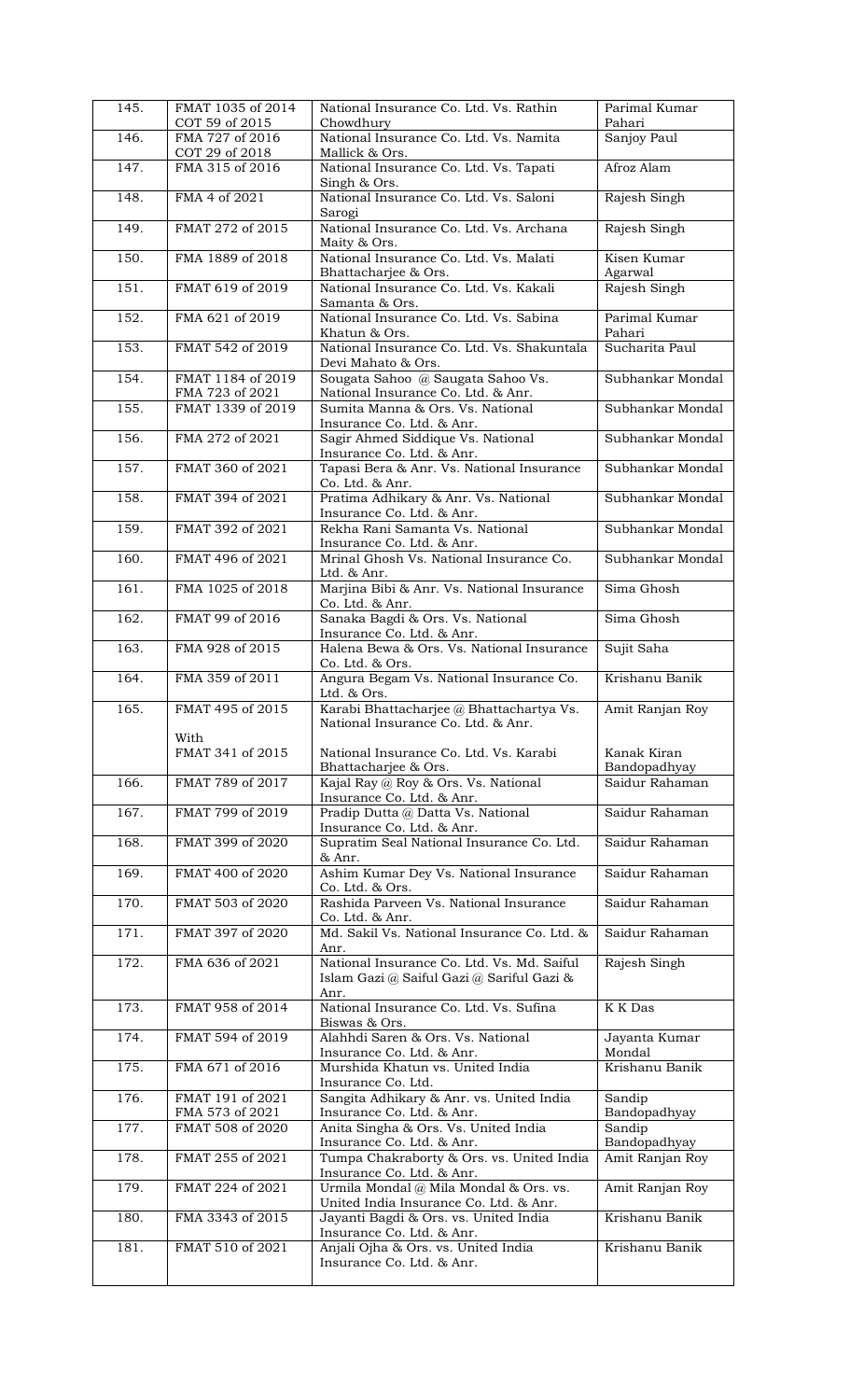| | | | |
|---|---|---|---|
| 145. | FMAT 1035 of 2014<br>COT 59 of 2015 | National Insurance Co. Ltd. Vs. Rathin Chowdhury | Parimal Kumar Pahari |
| 146. | FMA 727 of 2016<br>COT 29 of 2018 | National Insurance Co. Ltd. Vs. Namita Mallick & Ors. | Sanjoy Paul |
| 147. | FMA 315 of 2016 | National Insurance Co. Ltd. Vs. Tapati Singh & Ors. | Afroz Alam |
| 148. | FMA 4 of 2021 | National Insurance Co. Ltd. Vs. Saloni Sarogi | Rajesh Singh |
| 149. | FMAT 272 of 2015 | National Insurance Co. Ltd. Vs. Archana Maity & Ors. | Rajesh Singh |
| 150. | FMA 1889 of 2018 | National Insurance Co. Ltd. Vs. Malati Bhattacharjee & Ors. | Kisen Kumar Agarwal |
| 151. | FMAT 619 of 2019 | National Insurance Co. Ltd. Vs. Kakali Samanta & Ors. | Rajesh Singh |
| 152. | FMA 621 of 2019 | National Insurance Co. Ltd. Vs. Sabina Khatun & Ors. | Parimal Kumar Pahari |
| 153. | FMAT 542 of 2019 | National Insurance Co. Ltd. Vs. Shakuntala Devi Mahato & Ors. | Sucharita Paul |
| 154. | FMAT 1184 of 2019<br>FMA 723 of 2021 | Sougata Sahoo @ Saugata Sahoo Vs. National Insurance Co. Ltd. & Anr. | Subhankar Mondal |
| 155. | FMAT 1339 of 2019 | Sumita Manna & Ors. Vs. National Insurance Co. Ltd. & Anr. | Subhankar Mondal |
| 156. | FMA 272 of 2021 | Sagir Ahmed Siddique Vs. National Insurance Co. Ltd. & Anr. | Subhankar Mondal |
| 157. | FMAT 360 of 2021 | Tapasi Bera & Anr. Vs. National Insurance Co. Ltd. & Anr. | Subhankar Mondal |
| 158. | FMAT 394 of 2021 | Pratima Adhikary & Anr. Vs. National Insurance Co. Ltd. & Anr. | Subhankar Mondal |
| 159. | FMAT 392 of 2021 | Rekha Rani Samanta Vs. National Insurance Co. Ltd. & Anr. | Subhankar Mondal |
| 160. | FMAT 496 of 2021 | Mrinal Ghosh Vs. National Insurance Co. Ltd. & Anr. | Subhankar Mondal |
| 161. | FMA 1025 of 2018 | Marjina Bibi & Anr. Vs. National Insurance Co. Ltd. & Anr. | Sima Ghosh |
| 162. | FMAT 99 of 2016 | Sanaka Bagdi & Ors. Vs. National Insurance Co. Ltd. & Anr. | Sima Ghosh |
| 163. | FMA 928 of 2015 | Halena Bewa & Ors. Vs. National Insurance Co. Ltd. & Ors. | Sujit Saha |
| 164. | FMA 359 of 2011 | Angura Begam Vs. National Insurance Co. Ltd. & Ors. | Krishanu Banik |
| 165. | FMAT 495 of 2015<br><br>With<br>FMAT 341 of 2015 | Karabi Bhattacharjee @ Bhattachartya Vs. National Insurance Co. Ltd. & Anr.<br><br>National Insurance Co. Ltd. Vs. Karabi Bhattacharjee & Ors. | Amit Ranjan Roy<br><br><br>Kanak Kiran Bandopadhyay |
| 166. | FMAT 789 of 2017 | Kajal Ray @ Roy & Ors. Vs. National Insurance Co. Ltd. & Anr. | Saidur Rahaman |
| 167. | FMAT 799 of 2019 | Pradip Dutta @ Datta Vs. National Insurance Co. Ltd. & Anr. | Saidur Rahaman |
| 168. | FMAT 399 of 2020 | Supratim Seal National Insurance Co. Ltd. & Anr. | Saidur Rahaman |
| 169. | FMAT 400 of 2020 | Ashim Kumar Dey Vs. National Insurance Co. Ltd. & Ors. | Saidur Rahaman |
| 170. | FMAT 503 of 2020 | Rashida Parveen Vs. National Insurance Co. Ltd. & Anr. | Saidur Rahaman |
| 171. | FMAT 397 of 2020 | Md. Sakil Vs. National Insurance Co. Ltd. & Anr. | Saidur Rahaman |
| 172. | FMA 636 of 2021 | National Insurance Co. Ltd. Vs. Md. Saiful Islam Gazi @ Saiful Gazi @ Sariful Gazi & Anr. | Rajesh Singh |
| 173. | FMAT 958 of 2014 | National Insurance Co. Ltd. Vs. Sufina Biswas & Ors. | K K Das |
| 174. | FMAT 594 of 2019 | Alahhdi Saren & Ors. Vs. National Insurance Co. Ltd. & Anr. | Jayanta Kumar Mondal |
| 175. | FMA 671 of 2016 | Murshida Khatun vs. United India Insurance Co. Ltd. | Krishanu Banik |
| 176. | FMAT 191 of 2021<br>FMA 573 of 2021 | Sangita Adhikary & Anr. vs. United India Insurance Co. Ltd. & Anr. | Sandip Bandopadhyay |
| 177. | FMAT 508 of 2020 | Anita Singha & Ors. Vs. United India Insurance Co. Ltd. & Anr. | Sandip Bandopadhyay |
| 178. | FMAT 255 of 2021 | Tumpa Chakraborty & Ors. vs. United India Insurance Co. Ltd. & Anr. | Amit Ranjan Roy |
| 179. | FMAT 224 of 2021 | Urmila Mondal @ Mila Mondal & Ors. vs. United India Insurance Co. Ltd. & Anr. | Amit Ranjan Roy |
| 180. | FMA 3343 of 2015 | Jayanti Bagdi & Ors. vs. United India Insurance Co. Ltd. & Anr. | Krishanu Banik |
| 181. | FMAT 510 of 2021 | Anjali Ojha & Ors. vs. United India Insurance Co. Ltd. & Anr. | Krishanu Banik |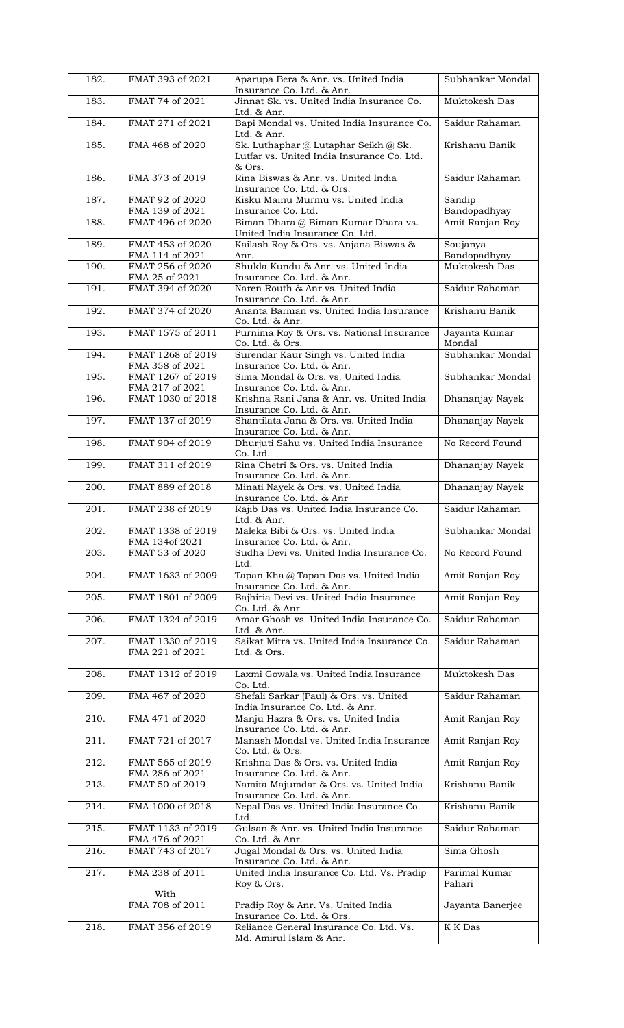| | | | |
|---|---|---|---|
| 182. | FMAT 393 of 2021 | Aparupa Bera & Anr. vs. United India Insurance Co. Ltd. & Anr. | Subhankar Mondal |
| 183. | FMAT 74 of 2021 | Jinnat Sk. vs. United India Insurance Co. Ltd. & Anr. | Muktokesh Das |
| 184. | FMAT 271 of 2021 | Bapi Mondal vs. United India Insurance Co. Ltd. & Anr. | Saidur Rahaman |
| 185. | FMA 468 of 2020 | Sk. Luthaphar @ Lutaphar Seikh @ Sk. Lutfar vs. United India Insurance Co. Ltd. & Ors. | Krishanu Banik |
| 186. | FMA 373 of 2019 | Rina Biswas & Anr. vs. United India Insurance Co. Ltd. & Ors. | Saidur Rahaman |
| 187. | FMAT 92 of 2020<br>FMA 139 of 2021 | Kisku Mainu Murmu vs. United India Insurance Co. Ltd. | Sandip Bandopadhyay |
| 188. | FMAT 496 of 2020 | Biman Dhara @ Biman Kumar Dhara vs. United India Insurance Co. Ltd. | Amit Ranjan Roy |
| 189. | FMAT 453 of 2020<br>FMA 114 of 2021 | Kailash Roy & Ors. vs. Anjana Biswas & Anr. | Soujanya Bandopadhyay |
| 190. | FMAT 256 of 2020<br>FMA 25 of 2021 | Shukla Kundu & Anr. vs. United India Insurance Co. Ltd. & Anr. | Muktokesh Das |
| 191. | FMAT 394 of 2020 | Naren Routh & Anr vs. United India Insurance Co. Ltd. & Anr. | Saidur Rahaman |
| 192. | FMAT 374 of 2020 | Ananta Barman vs. United India Insurance Co. Ltd. & Anr. | Krishanu Banik |
| 193. | FMAT 1575 of 2011 | Purnima Roy & Ors. vs. National Insurance Co. Ltd. & Ors. | Jayanta Kumar Mondal |
| 194. | FMAT 1268 of 2019<br>FMA 358 of 2021 | Surendar Kaur Singh vs. United India Insurance Co. Ltd. & Anr. | Subhankar Mondal |
| 195. | FMAT 1267 of 2019<br>FMA 217 of 2021 | Sima Mondal & Ors. vs. United India Insurance Co. Ltd. & Anr. | Subhankar Mondal |
| 196. | FMAT 1030 of 2018 | Krishna Rani Jana & Anr. vs. United India Insurance Co. Ltd. & Anr. | Dhananjay Nayek |
| 197. | FMAT 137 of 2019 | Shantilata Jana & Ors. vs. United India Insurance Co. Ltd. & Anr. | Dhananjay Nayek |
| 198. | FMAT 904 of 2019 | Dhurjuti Sahu vs. United India Insurance Co. Ltd. | No Record Found |
| 199. | FMAT 311 of 2019 | Rina Chetri & Ors. vs. United India Insurance Co. Ltd. & Anr. | Dhananjay Nayek |
| 200. | FMAT 889 of 2018 | Minati Nayek & Ors. vs. United India Insurance Co. Ltd. & Anr | Dhananjay Nayek |
| 201. | FMAT 238 of 2019 | Rajib Das vs. United India Insurance Co. Ltd. & Anr. | Saidur Rahaman |
| 202. | FMAT 1338 of 2019<br>FMA 134of 2021 | Maleka Bibi & Ors. vs. United India Insurance Co. Ltd. & Anr. | Subhankar Mondal |
| 203. | FMAT 53 of 2020 | Sudha Devi vs. United India Insurance Co. Ltd. | No Record Found |
| 204. | FMAT 1633 of 2009 | Tapan Kha @ Tapan Das vs. United India Insurance Co. Ltd. & Anr. | Amit Ranjan Roy |
| 205. | FMAT 1801 of 2009 | Bajhiria Devi vs. United India Insurance Co. Ltd. & Anr | Amit Ranjan Roy |
| 206. | FMAT 1324 of 2019 | Amar Ghosh vs. United India Insurance Co. Ltd. & Anr. | Saidur Rahaman |
| 207. | FMAT 1330 of 2019<br>FMA 221 of 2021 | Saikat Mitra vs. United India Insurance Co. Ltd. & Ors. | Saidur Rahaman |
| 208. | FMAT 1312 of 2019 | Laxmi Gowala vs. United India Insurance Co. Ltd. | Muktokesh Das |
| 209. | FMA 467 of 2020 | Shefali Sarkar (Paul) & Ors. vs. United India Insurance Co. Ltd. & Anr. | Saidur Rahaman |
| 210. | FMA 471 of 2020 | Manju Hazra & Ors. vs. United India Insurance Co. Ltd. & Anr. | Amit Ranjan Roy |
| 211. | FMAT 721 of 2017 | Manash Mondal vs. United India Insurance Co. Ltd. & Ors. | Amit Ranjan Roy |
| 212. | FMAT 565 of 2019<br>FMA 286 of 2021 | Krishna Das & Ors. vs. United India Insurance Co. Ltd. & Anr. | Amit Ranjan Roy |
| 213. | FMAT 50 of 2019 | Namita Majumdar & Ors. vs. United India Insurance Co. Ltd. & Anr. | Krishanu Banik |
| 214. | FMA 1000 of 2018 | Nepal Das vs. United India Insurance Co. Ltd. | Krishanu Banik |
| 215. | FMAT 1133 of 2019<br>FMA 476 of 2021 | Gulsan & Anr. vs. United India Insurance Co. Ltd. & Anr. | Saidur Rahaman |
| 216. | FMAT 743 of 2017 | Jugal Mondal & Ors. vs. United India Insurance Co. Ltd. & Anr. | Sima Ghosh |
| 217. | FMA 238 of 2011<br>With<br>FMA 708 of 2011 | United India Insurance Co. Ltd. Vs. Pradip Roy & Ors.<br><br>Pradip Roy & Anr. Vs. United India Insurance Co. Ltd. & Ors. | Parimal Kumar Pahari<br><br>Jayanta Banerjee |
| 218. | FMAT 356 of 2019 | Reliance General Insurance Co. Ltd. Vs. Md. Amirul Islam & Anr. | K K Das |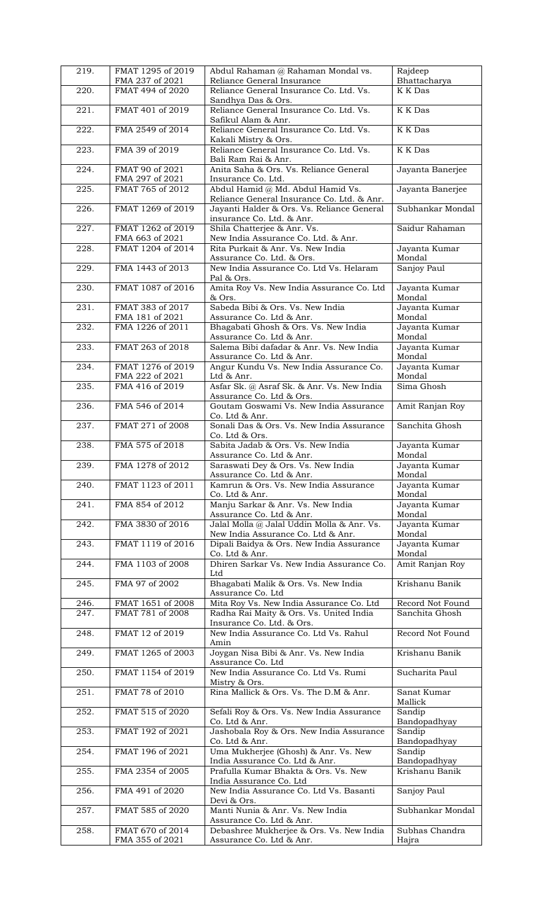| 219. | FMAT 1295 of 2019<br>FMA 237 of 2021 | Abdul Rahaman @ Rahaman Mondal vs. Reliance General Insurance | Rajdeep Bhattacharya |
|---|---|---|---|
| 220. | FMAT 494 of 2020 | Reliance General Insurance Co. Ltd. Vs. Sandhya Das & Ors. | K K Das |
| 221. | FMAT 401 of 2019 | Reliance General Insurance Co. Ltd. Vs. Safikul Alam & Anr. | K K Das |
| 222. | FMA 2549 of 2014 | Reliance General Insurance Co. Ltd. Vs. Kakali Mistry & Ors. | K K Das |
| 223. | FMA 39 of 2019 | Reliance General Insurance Co. Ltd. Vs. Bali Ram Rai & Anr. | K K Das |
| 224. | FMAT 90 of 2021<br>FMA 297 of 2021 | Anita Saha & Ors. Vs. Reliance General Insurance Co. Ltd. | Jayanta Banerjee |
| 225. | FMAT 765 of 2012 | Abdul Hamid @ Md. Abdul Hamid Vs. Reliance General Insurance Co. Ltd. & Anr. | Jayanta Banerjee |
| 226. | FMAT 1269 of 2019 | Jayanti Halder & Ors. Vs. Reliance General insurance Co. Ltd. & Anr. | Subhankar Mondal |
| 227. | FMAT 1262 of 2019<br>FMA 663 of 2021 | Shila Chatterjee & Anr. Vs. New India Assurance Co. Ltd. & Anr. | Saidur Rahaman |
| 228. | FMAT 1204 of 2014 | Rita Purkait & Anr. Vs. New India Assurance Co. Ltd. & Ors. | Jayanta Kumar Mondal |
| 229. | FMA 1443 of 2013 | New India Assurance Co. Ltd Vs. Helaram Pal & Ors. | Sanjoy Paul |
| 230. | FMAT 1087 of 2016 | Amita Roy Vs. New India Assurance Co. Ltd & Ors. | Jayanta Kumar Mondal |
| 231. | FMAT 383 of 2017<br>FMA 181 of 2021 | Sabeda Bibi & Ors. Vs. New India Assurance Co. Ltd & Anr. | Jayanta Kumar Mondal |
| 232. | FMA 1226 of 2011 | Bhagabati Ghosh & Ors. Vs. New India Assurance Co. Ltd & Anr. | Jayanta Kumar Mondal |
| 233. | FMAT 263 of 2018 | Salema Bibi dafadar & Anr. Vs. New India Assurance Co. Ltd & Anr. | Jayanta Kumar Mondal |
| 234. | FMAT 1276 of 2019<br>FMA 222 of 2021 | Angur Kundu Vs. New India Assurance Co. Ltd & Anr. | Jayanta Kumar Mondal |
| 235. | FMA 416 of 2019 | Asfar Sk. @ Asraf Sk. & Anr. Vs. New India Assurance Co. Ltd & Ors. | Sima Ghosh |
| 236. | FMA 546 of 2014 | Goutam Goswami Vs. New India Assurance Co. Ltd & Anr. | Amit Ranjan Roy |
| 237. | FMAT 271 of 2008 | Sonali Das & Ors. Vs. New India Assurance Co. Ltd & Ors. | Sanchita Ghosh |
| 238. | FMA 575 of 2018 | Sabita Jadab & Ors. Vs. New India Assurance Co. Ltd & Anr. | Jayanta Kumar Mondal |
| 239. | FMA 1278 of 2012 | Saraswati Dey & Ors. Vs. New India Assurance Co. Ltd & Anr. | Jayanta Kumar Mondal |
| 240. | FMAT 1123 of 2011 | Kamrun & Ors. Vs. New India Assurance Co. Ltd & Anr. | Jayanta Kumar Mondal |
| 241. | FMA 854 of 2012 | Manju Sarkar & Anr. Vs. New India Assurance Co. Ltd & Anr. | Jayanta Kumar Mondal |
| 242. | FMA 3830 of 2016 | Jalal Molla @ Jalal Uddin Molla & Anr. Vs. New India Assurance Co. Ltd & Anr. | Jayanta Kumar Mondal |
| 243. | FMAT 1119 of 2016 | Dipali Baidya & Ors. New India Assurance Co. Ltd & Anr. | Jayanta Kumar Mondal |
| 244. | FMA 1103 of 2008 | Dhiren Sarkar Vs. New India Assurance Co. Ltd | Amit Ranjan Roy |
| 245. | FMA 97 of 2002 | Bhagabati Malik & Ors. Vs. New India Assurance Co. Ltd | Krishanu Banik |
| 246. | FMAT 1651 of 2008 | Mita Roy Vs. New India Assurance Co. Ltd | Record Not Found |
| 247. | FMAT 781 of 2008 | Radha Rai Maity & Ors. Vs. United India Insurance Co. Ltd. & Ors. | Sanchita Ghosh |
| 248. | FMAT 12 of 2019 | New India Assurance Co. Ltd Vs. Rahul Amin | Record Not Found |
| 249. | FMAT 1265 of 2003 | Joygan Nisa Bibi & Anr. Vs. New India Assurance Co. Ltd | Krishanu Banik |
| 250. | FMAT 1154 of 2019 | New India Assurance Co. Ltd Vs. Rumi Mistry & Ors. | Sucharita Paul |
| 251. | FMAT 78 of 2010 | Rina Mallick & Ors. Vs. The D.M & Anr. | Sanat Kumar Mallick |
| 252. | FMAT 515 of 2020 | Sefali Roy & Ors. Vs. New India Assurance Co. Ltd & Anr. | Sandip Bandopadhyay |
| 253. | FMAT 192 of 2021 | Jashobala Roy & Ors. New India Assurance Co. Ltd & Anr. | Sandip Bandopadhyay |
| 254. | FMAT 196 of 2021 | Uma Mukherjee (Ghosh) & Anr. Vs. New India Assurance Co. Ltd & Anr. | Sandip Bandopadhyay |
| 255. | FMA 2354 of 2005 | Prafulla Kumar Bhakta & Ors. Vs. New India Assurance Co. Ltd | Krishanu Banik |
| 256. | FMA 491 of 2020 | New India Assurance Co. Ltd Vs. Basanti Devi & Ors. | Sanjoy Paul |
| 257. | FMAT 585 of 2020 | Manti Nunia & Anr. Vs. New India Assurance Co. Ltd & Anr. | Subhankar Mondal |
| 258. | FMAT 670 of 2014<br>FMA 355 of 2021 | Debashree Mukherjee & Ors. Vs. New India Assurance Co. Ltd & Anr. | Subhas Chandra Hajra |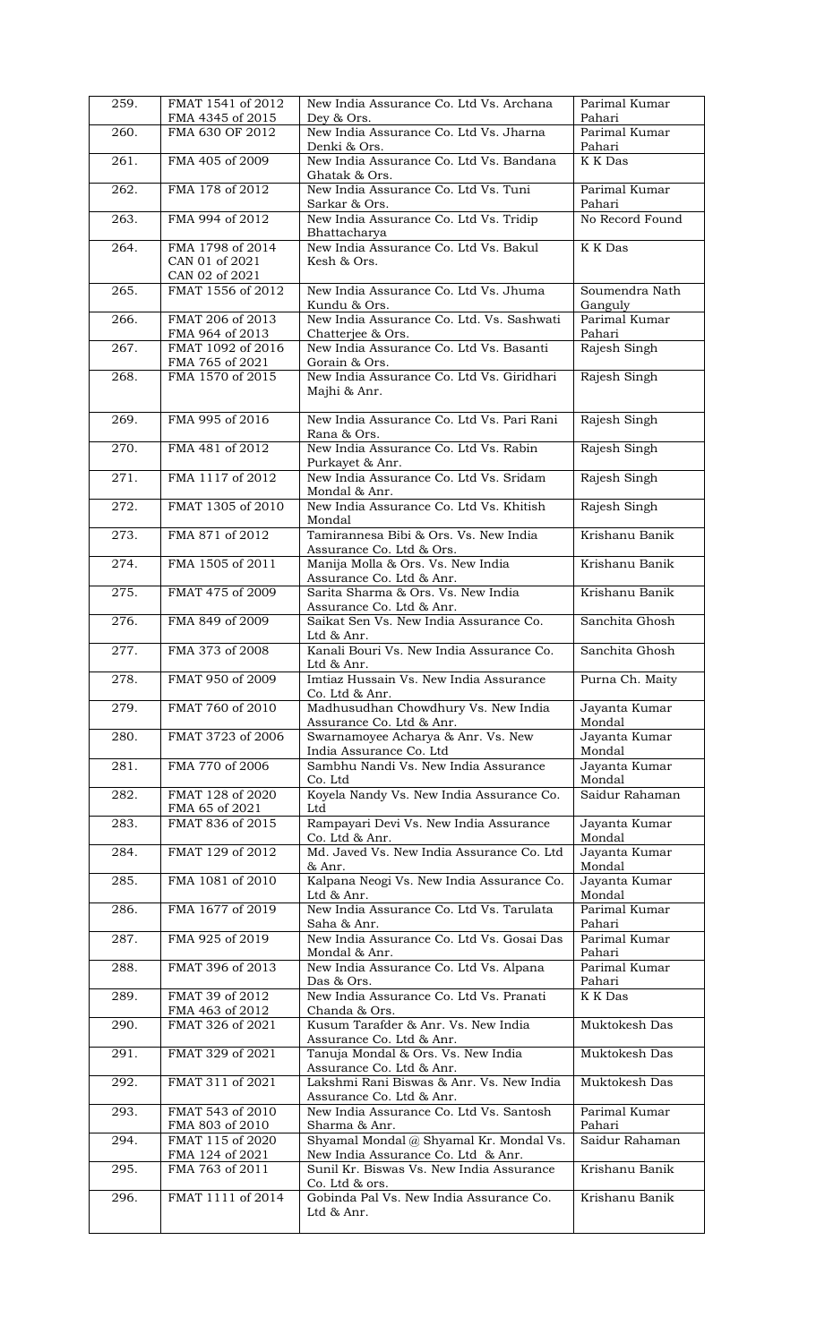| | | | |
|---|---|---|---|
| 259. | FMAT 1541 of 2012 FMA 4345 of 2015 | New India Assurance Co. Ltd Vs. Archana Dey & Ors. | Parimal Kumar Pahari |
| 260. | FMA 630 OF 2012 | New India Assurance Co. Ltd Vs. Jharna Denki & Ors. | Parimal Kumar Pahari |
| 261. | FMA 405 of 2009 | New India Assurance Co. Ltd Vs. Bandana Ghatak & Ors. | K K Das |
| 262. | FMA 178 of 2012 | New India Assurance Co. Ltd Vs. Tuni Sarkar & Ors. | Parimal Kumar Pahari |
| 263. | FMA 994 of 2012 | New India Assurance Co. Ltd Vs. Tridip Bhattacharya | No Record Found |
| 264. | FMA 1798 of 2014 CAN 01 of 2021 CAN 02 of 2021 | New India Assurance Co. Ltd Vs. Bakul Kesh & Ors. | K K Das |
| 265. | FMAT 1556 of 2012 | New India Assurance Co. Ltd Vs. Jhuma Kundu & Ors. | Soumendra Nath Ganguly |
| 266. | FMAT 206 of 2013 FMA 964 of 2013 | New India Assurance Co. Ltd. Vs. Sashwati Chatterjee & Ors. | Parimal Kumar Pahari |
| 267. | FMAT 1092 of 2016 FMA 765 of 2021 | New India Assurance Co. Ltd Vs. Basanti Gorain & Ors. | Rajesh Singh |
| 268. | FMA 1570 of 2015 | New India Assurance Co. Ltd Vs. Giridhari Majhi & Anr. | Rajesh Singh |
| 269. | FMA 995 of 2016 | New India Assurance Co. Ltd Vs. Pari Rani Rana & Ors. | Rajesh Singh |
| 270. | FMA 481 of 2012 | New India Assurance Co. Ltd Vs. Rabin Purkayet & Anr. | Rajesh Singh |
| 271. | FMA 1117 of 2012 | New India Assurance Co. Ltd Vs. Sridam Mondal & Anr. | Rajesh Singh |
| 272. | FMAT 1305 of 2010 | New India Assurance Co. Ltd Vs. Khitish Mondal | Rajesh Singh |
| 273. | FMA 871 of 2012 | Tamirannesa Bibi & Ors. Vs. New India Assurance Co. Ltd & Ors. | Krishanu Banik |
| 274. | FMA 1505 of 2011 | Manija Molla & Ors. Vs. New India Assurance Co. Ltd & Anr. | Krishanu Banik |
| 275. | FMAT 475 of 2009 | Sarita Sharma & Ors. Vs. New India Assurance Co. Ltd & Anr. | Krishanu Banik |
| 276. | FMA 849 of 2009 | Saikat Sen Vs. New India Assurance Co. Ltd & Anr. | Sanchita Ghosh |
| 277. | FMA 373 of 2008 | Kanali Bouri Vs. New India Assurance Co. Ltd & Anr. | Sanchita Ghosh |
| 278. | FMAT 950 of 2009 | Imtiaz Hussain Vs. New India Assurance Co. Ltd & Anr. | Purna Ch. Maity |
| 279. | FMAT 760 of 2010 | Madhusudhan Chowdhury Vs. New India Assurance Co. Ltd & Anr. | Jayanta Kumar Mondal |
| 280. | FMAT 3723 of 2006 | Swarnamoyee Acharya & Anr. Vs. New India Assurance Co. Ltd | Jayanta Kumar Mondal |
| 281. | FMA 770 of 2006 | Sambhu Nandi Vs. New India Assurance Co. Ltd | Jayanta Kumar Mondal |
| 282. | FMAT 128 of 2020 FMA 65 of 2021 | Koyela Nandy Vs. New India Assurance Co. Ltd | Saidur Rahaman |
| 283. | FMAT 836 of 2015 | Rampayari Devi Vs. New India Assurance Co. Ltd & Anr. | Jayanta Kumar Mondal |
| 284. | FMAT 129 of 2012 | Md. Javed Vs. New India Assurance Co. Ltd & Anr. | Jayanta Kumar Mondal |
| 285. | FMA 1081 of 2010 | Kalpana Neogi Vs. New India Assurance Co. Ltd & Anr. | Jayanta Kumar Mondal |
| 286. | FMA 1677 of 2019 | New India Assurance Co. Ltd Vs. Tarulata Saha & Anr. | Parimal Kumar Pahari |
| 287. | FMA 925 of 2019 | New India Assurance Co. Ltd Vs. Gosai Das Mondal & Anr. | Parimal Kumar Pahari |
| 288. | FMAT 396 of 2013 | New India Assurance Co. Ltd Vs. Alpana Das & Ors. | Parimal Kumar Pahari |
| 289. | FMAT 39 of 2012 FMA 463 of 2012 | New India Assurance Co. Ltd Vs. Pranati Chanda & Ors. | K K Das |
| 290. | FMAT 326 of 2021 | Kusum Tarafder & Anr. Vs. New India Assurance Co. Ltd & Anr. | Muktokesh Das |
| 291. | FMAT 329 of 2021 | Tanuja Mondal & Ors. Vs. New India Assurance Co. Ltd & Anr. | Muktokesh Das |
| 292. | FMAT 311 of 2021 | Lakshmi Rani Biswas & Anr. Vs. New India Assurance Co. Ltd & Anr. | Muktokesh Das |
| 293. | FMAT 543 of 2010 FMA 803 of 2010 | New India Assurance Co. Ltd Vs. Santosh Sharma & Anr. | Parimal Kumar Pahari |
| 294. | FMAT 115 of 2020 FMA 124 of 2021 | Shyamal Mondal @ Shyamal Kr. Mondal Vs. New India Assurance Co. Ltd & Anr. | Saidur Rahaman |
| 295. | FMA 763 of 2011 | Sunil Kr. Biswas Vs. New India Assurance Co. Ltd & ors. | Krishanu Banik |
| 296. | FMAT 1111 of 2014 | Gobinda Pal Vs. New India Assurance Co. Ltd & Anr. | Krishanu Banik |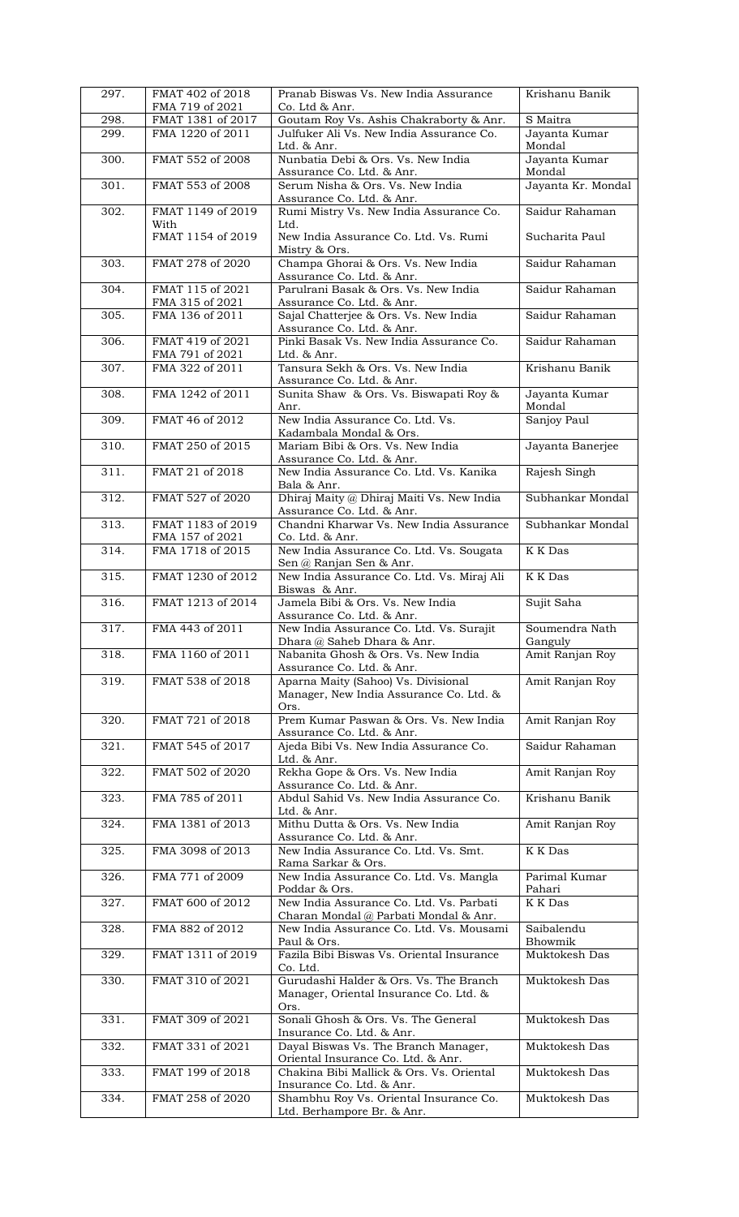| 297. | FMAT 402 of 2018<br>FMA 719 of 2021 | Pranab Biswas Vs. New India Assurance Co. Ltd & Anr. | Krishanu Banik |
|---|---|---|---|
| 298. | FMAT 1381 of 2017 | Goutam Roy Vs. Ashis Chakraborty & Anr. | S Maitra |
| 299. | FMA 1220 of 2011 | Julfuker Ali Vs. New India Assurance Co. Ltd. & Anr. | Jayanta Kumar Mondal |
| 300. | FMAT 552 of 2008 | Nunbatia Debi & Ors. Vs. New India Assurance Co. Ltd. & Anr. | Jayanta Kumar Mondal |
| 301. | FMAT 553 of 2008 | Serum Nisha & Ors. Vs. New India Assurance Co. Ltd. & Anr. | Jayanta Kr. Mondal |
| 302. | FMAT 1149 of 2019<br>With<br>FMAT 1154 of 2019 | Rumi Mistry Vs. New India Assurance Co. Ltd.<br>New India Assurance Co. Ltd. Vs. Rumi Mistry & Ors. | Saidur Rahaman<br>Sucharita Paul |
| 303. | FMAT 278 of 2020 | Champa Ghorai & Ors. Vs. New India Assurance Co. Ltd. & Anr. | Saidur Rahaman |
| 304. | FMAT 115 of 2021<br>FMA 315 of 2021 | Parulrani Basak & Ors. Vs. New India Assurance Co. Ltd. & Anr. | Saidur Rahaman |
| 305. | FMA 136 of 2011 | Sajal Chatterjee & Ors. Vs. New India Assurance Co. Ltd. & Anr. | Saidur Rahaman |
| 306. | FMAT 419 of 2021<br>FMA 791 of 2021 | Pinki Basak Vs. New India Assurance Co. Ltd. & Anr. | Saidur Rahaman |
| 307. | FMA 322 of 2011 | Tansura Sekh & Ors. Vs. New India Assurance Co. Ltd. & Anr. | Krishanu Banik |
| 308. | FMA 1242 of 2011 | Sunita Shaw & Ors. Vs. Biswapati Roy & Anr. | Jayanta Kumar Mondal |
| 309. | FMAT 46 of 2012 | New India Assurance Co. Ltd. Vs. Kadambala Mondal & Ors. | Sanjoy Paul |
| 310. | FMAT 250 of 2015 | Mariam Bibi & Ors. Vs. New India Assurance Co. Ltd. & Anr. | Jayanta Banerjee |
| 311. | FMAT 21 of 2018 | New India Assurance Co. Ltd. Vs. Kanika Bala & Anr. | Rajesh Singh |
| 312. | FMAT 527 of 2020 | Dhiraj Maity @ Dhiraj Maiti Vs. New India Assurance Co. Ltd. & Anr. | Subhankar Mondal |
| 313. | FMAT 1183 of 2019<br>FMA 157 of 2021 | Chandni Kharwar Vs. New India Assurance Co. Ltd. & Anr. | Subhankar Mondal |
| 314. | FMA 1718 of 2015 | New India Assurance Co. Ltd. Vs. Sougata Sen @ Ranjan Sen & Anr. | K K Das |
| 315. | FMAT 1230 of 2012 | New India Assurance Co. Ltd. Vs. Miraj Ali Biswas & Anr. | K K Das |
| 316. | FMAT 1213 of 2014 | Jamela Bibi & Ors. Vs. New India Assurance Co. Ltd. & Anr. | Sujit Saha |
| 317. | FMA 443 of 2011 | New India Assurance Co. Ltd. Vs. Surajit Dhara @ Saheb Dhara & Anr. | Soumendra Nath Ganguly |
| 318. | FMA 1160 of 2011 | Nabanita Ghosh & Ors. Vs. New India Assurance Co. Ltd. & Anr. | Amit Ranjan Roy |
| 319. | FMAT 538 of 2018 | Aparna Maity (Sahoo) Vs. Divisional Manager, New India Assurance Co. Ltd. & Ors. | Amit Ranjan Roy |
| 320. | FMAT 721 of 2018 | Prem Kumar Paswan & Ors. Vs. New India Assurance Co. Ltd. & Anr. | Amit Ranjan Roy |
| 321. | FMAT 545 of 2017 | Ajeda Bibi Vs. New India Assurance Co. Ltd. & Anr. | Saidur Rahaman |
| 322. | FMAT 502 of 2020 | Rekha Gope & Ors. Vs. New India Assurance Co. Ltd. & Anr. | Amit Ranjan Roy |
| 323. | FMA 785 of 2011 | Abdul Sahid Vs. New India Assurance Co. Ltd. & Anr. | Krishanu Banik |
| 324. | FMA 1381 of 2013 | Mithu Dutta & Ors. Vs. New India Assurance Co. Ltd. & Anr. | Amit Ranjan Roy |
| 325. | FMA 3098 of 2013 | New India Assurance Co. Ltd. Vs. Smt. Rama Sarkar & Ors. | K K Das |
| 326. | FMA 771 of 2009 | New India Assurance Co. Ltd. Vs. Mangla Poddar & Ors. | Parimal Kumar Pahari |
| 327. | FMAT 600 of 2012 | New India Assurance Co. Ltd. Vs. Parbati Charan Mondal @ Parbati Mondal & Anr. | K K Das |
| 328. | FMA 882 of 2012 | New India Assurance Co. Ltd. Vs. Mousami Paul & Ors. | Saibalendu Bhowmik |
| 329. | FMAT 1311 of 2019 | Fazila Bibi Biswas Vs. Oriental Insurance Co. Ltd. | Muktokesh Das |
| 330. | FMAT 310 of 2021 | Gurudashi Halder & Ors. Vs. The Branch Manager, Oriental Insurance Co. Ltd. & Ors. | Muktokesh Das |
| 331. | FMAT 309 of 2021 | Sonali Ghosh & Ors. Vs. The General Insurance Co. Ltd. & Anr. | Muktokesh Das |
| 332. | FMAT 331 of 2021 | Dayal Biswas Vs. The Branch Manager, Oriental Insurance Co. Ltd. & Anr. | Muktokesh Das |
| 333. | FMAT 199 of 2018 | Chakina Bibi Mallick & Ors. Vs. Oriental Insurance Co. Ltd. & Anr. | Muktokesh Das |
| 334. | FMAT 258 of 2020 | Shambhu Roy Vs. Oriental Insurance Co. Ltd. Berhampore Br. & Anr. | Muktokesh Das |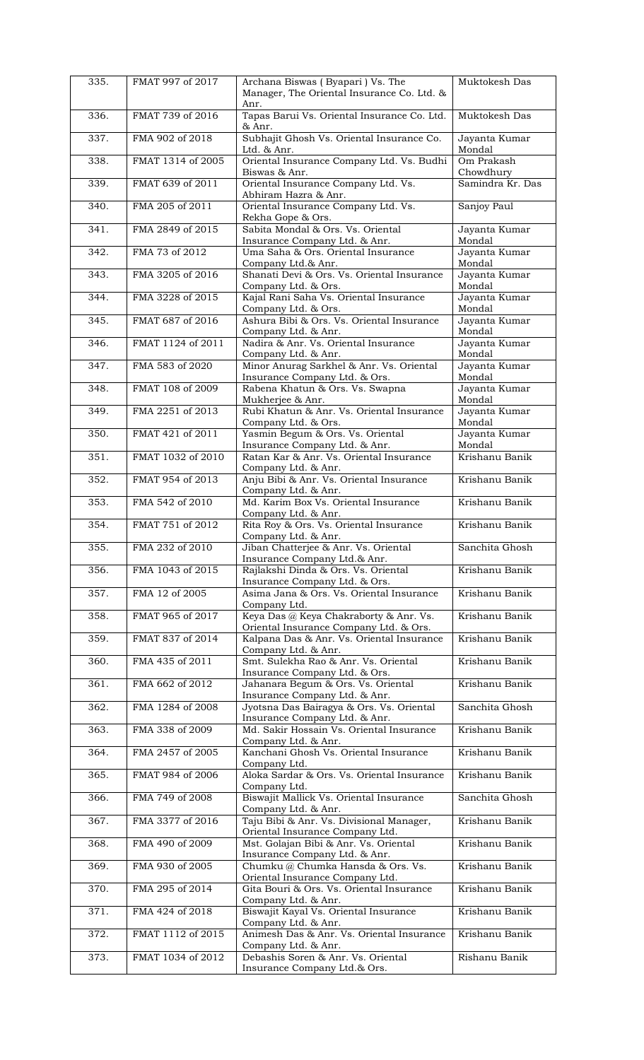| | | | |
|---|---|---|---|
| 335. | FMAT 997 of 2017 | Archana Biswas ( Byapari ) Vs. The Manager, The Oriental Insurance Co. Ltd. & Anr. | Muktokesh Das |
| 336. | FMAT 739 of 2016 | Tapas Barui Vs. Oriental Insurance Co. Ltd. & Anr. | Muktokesh Das |
| 337. | FMA 902 of 2018 | Subhajit Ghosh Vs. Oriental Insurance Co. Ltd. & Anr. | Jayanta Kumar Mondal |
| 338. | FMAT 1314 of 2005 | Oriental Insurance Company Ltd. Vs. Budhi Biswas & Anr. | Om Prakash Chowdhury |
| 339. | FMAT 639 of 2011 | Oriental Insurance Company Ltd. Vs. Abhiram Hazra & Anr. | Samindra Kr. Das |
| 340. | FMA 205 of 2011 | Oriental Insurance Company Ltd. Vs. Rekha Gope & Ors. | Sanjoy Paul |
| 341. | FMA 2849 of 2015 | Sabita Mondal & Ors. Vs. Oriental Insurance Company Ltd. & Anr. | Jayanta Kumar Mondal |
| 342. | FMA 73 of 2012 | Uma Saha & Ors. Oriental Insurance Company Ltd.& Anr. | Jayanta Kumar Mondal |
| 343. | FMA 3205 of 2016 | Shanati Devi & Ors. Vs. Oriental Insurance Company Ltd. & Ors. | Jayanta Kumar Mondal |
| 344. | FMA 3228 of 2015 | Kajal Rani Saha Vs. Oriental Insurance Company Ltd. & Ors. | Jayanta Kumar Mondal |
| 345. | FMAT 687 of 2016 | Ashura Bibi & Ors. Vs. Oriental Insurance Company Ltd. & Anr. | Jayanta Kumar Mondal |
| 346. | FMAT 1124 of 2011 | Nadira & Anr. Vs. Oriental Insurance Company Ltd. & Anr. | Jayanta Kumar Mondal |
| 347. | FMA 583 of 2020 | Minor Anurag Sarkhel & Anr. Vs. Oriental Insurance Company Ltd. & Ors. | Jayanta Kumar Mondal |
| 348. | FMAT 108 of 2009 | Rabena Khatun & Ors. Vs. Swapna Mukherjee & Anr. | Jayanta Kumar Mondal |
| 349. | FMA 2251 of 2013 | Rubi Khatun & Anr. Vs. Oriental Insurance Company Ltd. & Ors. | Jayanta Kumar Mondal |
| 350. | FMAT 421 of 2011 | Yasmin Begum & Ors. Vs. Oriental Insurance Company Ltd. & Anr. | Jayanta Kumar Mondal |
| 351. | FMAT 1032 of 2010 | Ratan Kar & Anr. Vs. Oriental Insurance Company Ltd. & Anr. | Krishanu Banik |
| 352. | FMAT 954 of 2013 | Anju Bibi & Anr. Vs. Oriental Insurance Company Ltd. & Anr. | Krishanu Banik |
| 353. | FMA 542 of 2010 | Md. Karim Box Vs. Oriental Insurance Company Ltd. & Anr. | Krishanu Banik |
| 354. | FMAT 751 of 2012 | Rita Roy & Ors. Vs. Oriental Insurance Company Ltd. & Anr. | Krishanu Banik |
| 355. | FMA 232 of 2010 | Jiban Chatterjee & Anr. Vs. Oriental Insurance Company Ltd.& Anr. | Sanchita Ghosh |
| 356. | FMA 1043 of 2015 | Rajlakshi Dinda & Ors. Vs. Oriental Insurance Company Ltd. & Ors. | Krishanu Banik |
| 357. | FMA 12 of 2005 | Asima Jana & Ors. Vs. Oriental Insurance Company Ltd. | Krishanu Banik |
| 358. | FMAT 965 of 2017 | Keya Das @ Keya Chakraborty & Anr. Vs. Oriental Insurance Company Ltd. & Ors. | Krishanu Banik |
| 359. | FMAT 837 of 2014 | Kalpana Das & Anr. Vs. Oriental Insurance Company Ltd. & Anr. | Krishanu Banik |
| 360. | FMA 435 of 2011 | Smt. Sulekha Rao & Anr. Vs. Oriental Insurance Company Ltd. & Ors. | Krishanu Banik |
| 361. | FMA 662 of 2012 | Jahanara Begum & Ors. Vs. Oriental Insurance Company Ltd. & Anr. | Krishanu Banik |
| 362. | FMA 1284 of 2008 | Jyotsna Das Bairagya & Ors. Vs. Oriental Insurance Company Ltd. & Anr. | Sanchita Ghosh |
| 363. | FMA 338 of 2009 | Md. Sakir Hossain Vs. Oriental Insurance Company Ltd. & Anr. | Krishanu Banik |
| 364. | FMA 2457 of 2005 | Kanchani Ghosh Vs. Oriental Insurance Company Ltd. | Krishanu Banik |
| 365. | FMAT 984 of 2006 | Aloka Sardar & Ors. Vs. Oriental Insurance Company Ltd. | Krishanu Banik |
| 366. | FMA 749 of 2008 | Biswajit Mallick Vs. Oriental Insurance Company Ltd. & Anr. | Sanchita Ghosh |
| 367. | FMA 3377 of 2016 | Taju Bibi & Anr. Vs. Divisional Manager, Oriental Insurance Company Ltd. | Krishanu Banik |
| 368. | FMA 490 of 2009 | Mst. Golajan Bibi & Anr. Vs. Oriental Insurance Company Ltd. & Anr. | Krishanu Banik |
| 369. | FMA 930 of 2005 | Chumku @ Chumka Hansda & Ors. Vs. Oriental Insurance Company Ltd. | Krishanu Banik |
| 370. | FMA 295 of 2014 | Gita Bouri & Ors. Vs. Oriental Insurance Company Ltd. & Anr. | Krishanu Banik |
| 371. | FMA 424 of 2018 | Biswajit Kayal Vs. Oriental Insurance Company Ltd. & Anr. | Krishanu Banik |
| 372. | FMAT 1112 of 2015 | Animesh Das & Anr. Vs. Oriental Insurance Company Ltd. & Anr. | Krishanu Banik |
| 373. | FMAT 1034 of 2012 | Debashis Soren & Anr. Vs. Oriental Insurance Company Ltd.& Ors. | Rishanu Banik |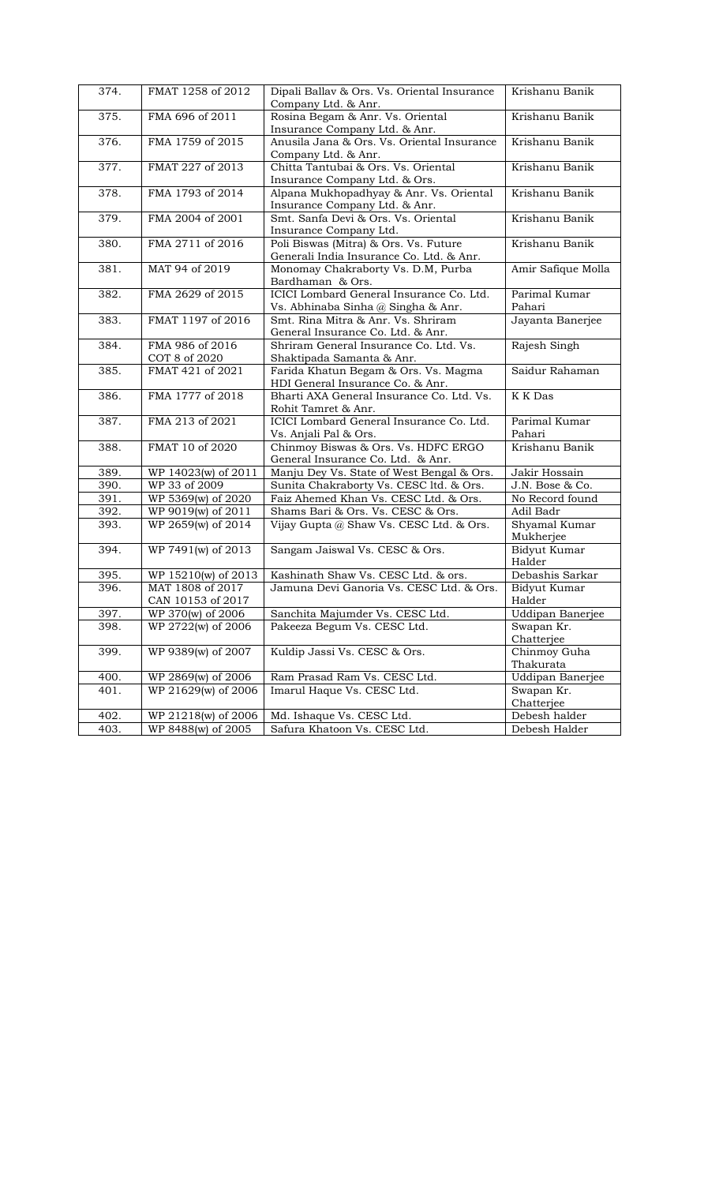| | | | |
|---|---|---|---|
| 374. | FMAT 1258 of 2012 | Dipali Ballav & Ors. Vs. Oriental Insurance Company Ltd. & Anr. | Krishanu Banik |
| 375. | FMA 696 of 2011 | Rosina Begam & Anr. Vs. Oriental Insurance Company Ltd. & Anr. | Krishanu Banik |
| 376. | FMA 1759 of 2015 | Anusila Jana & Ors. Vs. Oriental Insurance Company Ltd. & Anr. | Krishanu Banik |
| 377. | FMAT 227 of 2013 | Chitta Tantubai & Ors. Vs. Oriental Insurance Company Ltd. & Ors. | Krishanu Banik |
| 378. | FMA 1793 of 2014 | Alpana Mukhopadhyay & Anr. Vs. Oriental Insurance Company Ltd. & Anr. | Krishanu Banik |
| 379. | FMA 2004 of 2001 | Smt. Sanfa Devi & Ors. Vs. Oriental Insurance Company Ltd. | Krishanu Banik |
| 380. | FMA 2711 of 2016 | Poli Biswas (Mitra) & Ors. Vs. Future Generali India Insurance Co. Ltd. & Anr. | Krishanu Banik |
| 381. | MAT 94 of 2019 | Monomay Chakraborty Vs. D.M, Purba Bardhaman & Ors. | Amir Safique Molla |
| 382. | FMA 2629 of 2015 | ICICI Lombard General Insurance Co. Ltd. Vs. Abhinaba Sinha @ Singha & Anr. | Parimal Kumar Pahari |
| 383. | FMAT 1197 of 2016 | Smt. Rina Mitra & Anr. Vs. Shriram General Insurance Co. Ltd. & Anr. | Jayanta Banerjee |
| 384. | FMA 986 of 2016<br>COT 8 of 2020 | Shriram General Insurance Co. Ltd. Vs. Shaktipada Samanta & Anr. | Rajesh Singh |
| 385. | FMAT 421 of 2021 | Farida Khatun Begam & Ors. Vs. Magma HDI General Insurance Co. & Anr. | Saidur Rahaman |
| 386. | FMA 1777 of 2018 | Bharti AXA General Insurance Co. Ltd. Vs. Rohit Tamret & Anr. | K K Das |
| 387. | FMA 213 of 2021 | ICICI Lombard General Insurance Co. Ltd. Vs. Anjali Pal & Ors. | Parimal Kumar Pahari |
| 388. | FMAT 10 of 2020 | Chinmoy Biswas & Ors. Vs. HDFC ERGO General Insurance Co. Ltd. & Anr. | Krishanu Banik |
| 389. | WP 14023(w) of 2011 | Manju Dey Vs. State of West Bengal & Ors. | Jakir Hossain |
| 390. | WP 33 of 2009 | Sunita Chakraborty Vs. CESC ltd. & Ors. | J.N. Bose & Co. |
| 391. | WP 5369(w) of 2020 | Faiz Ahemed Khan Vs. CESC Ltd. & Ors. | No Record found |
| 392. | WP 9019(w) of 2011 | Shams Bari & Ors. Vs. CESC & Ors. | Adil Badr |
| 393. | WP 2659(w) of 2014 | Vijay Gupta @ Shaw Vs. CESC Ltd. & Ors. | Shyamal Kumar Mukherjee |
| 394. | WP 7491(w) of 2013 | Sangam Jaiswal Vs. CESC & Ors. | Bidyut Kumar Halder |
| 395. | WP 15210(w) of 2013 | Kashinath Shaw Vs. CESC Ltd. & ors. | Debashis Sarkar |
| 396. | MAT 1808 of 2017<br>CAN 10153 of 2017 | Jamuna Devi Ganoria Vs. CESC Ltd. & Ors. | Bidyut Kumar Halder |
| 397. | WP 370(w) of 2006 | Sanchita Majumder Vs. CESC Ltd. | Uddipan Banerjee |
| 398. | WP 2722(w) of 2006 | Pakeeza Begum Vs. CESC Ltd. | Swapan Kr. Chatterjee |
| 399. | WP 9389(w) of 2007 | Kuldip Jassi Vs. CESC & Ors. | Chinmoy Guha Thakurata |
| 400. | WP 2869(w) of 2006 | Ram Prasad Ram Vs. CESC Ltd. | Uddipan Banerjee |
| 401. | WP 21629(w) of 2006 | Imarul Haque Vs. CESC Ltd. | Swapan Kr. Chatterjee |
| 402. | WP 21218(w) of 2006 | Md. Ishaque Vs. CESC Ltd. | Debesh halder |
| 403. | WP 8488(w) of 2005 | Safura Khatoon Vs. CESC Ltd. | Debesh Halder |